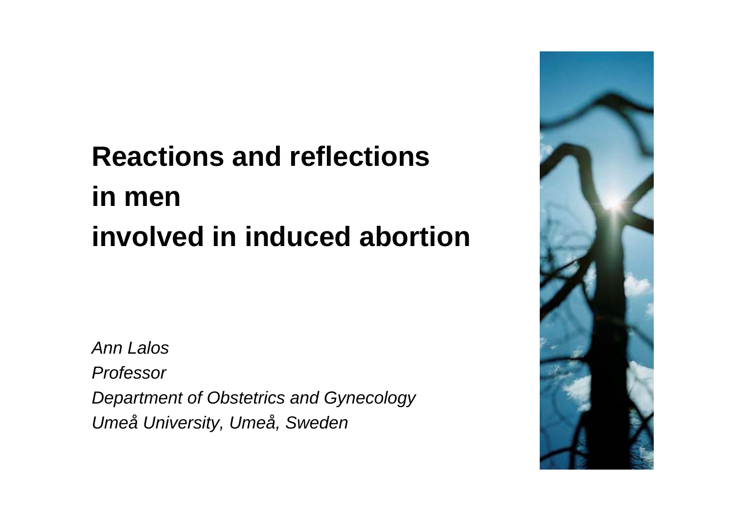# Reactions and reflections in men involved in induced abortion

*Ann Lalos*
*Professor*
*Department of Obstetrics and Gynecology*
*Umeå University, Umeå, Sweden*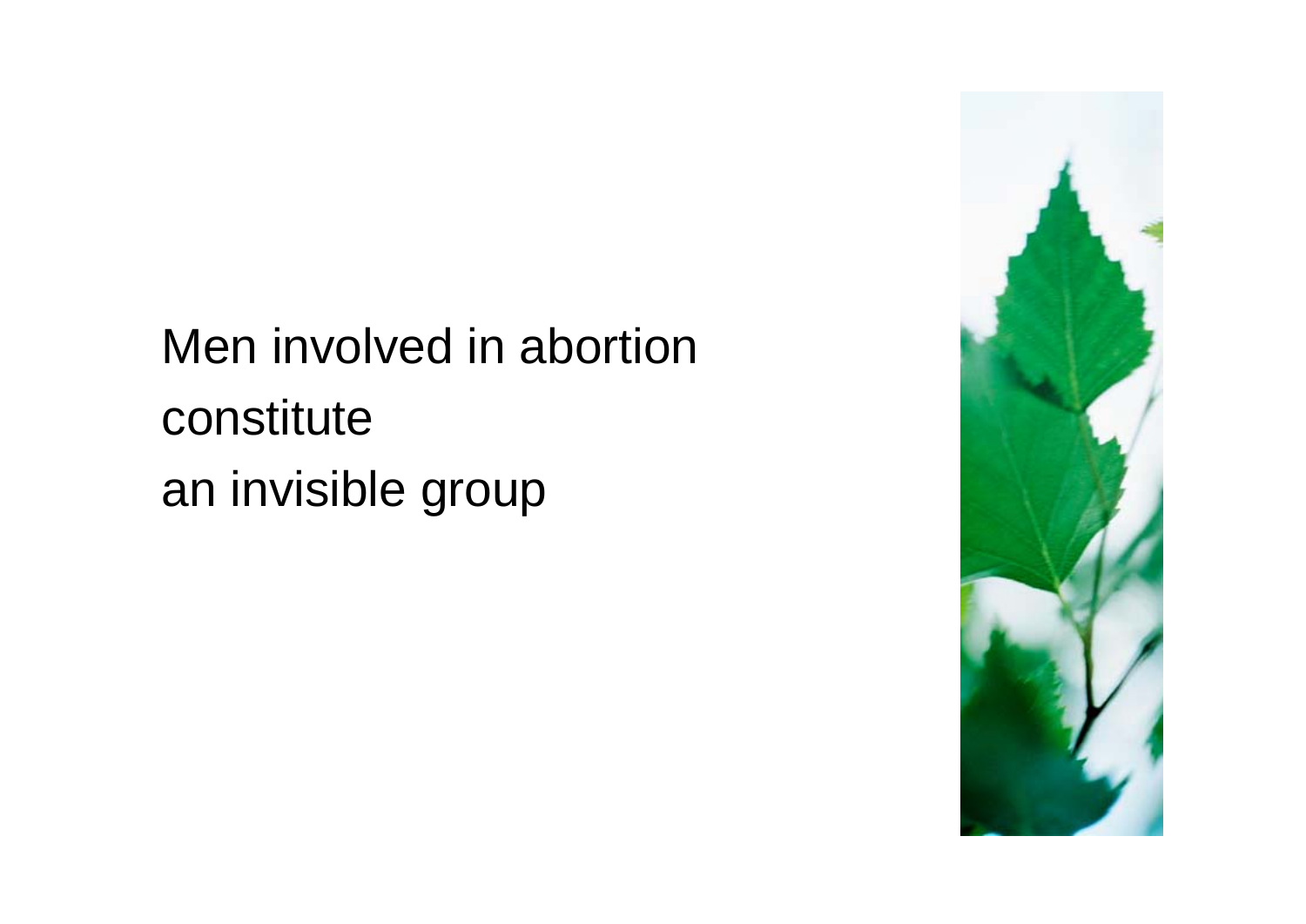Men involved in abortion
constitute
an invisible group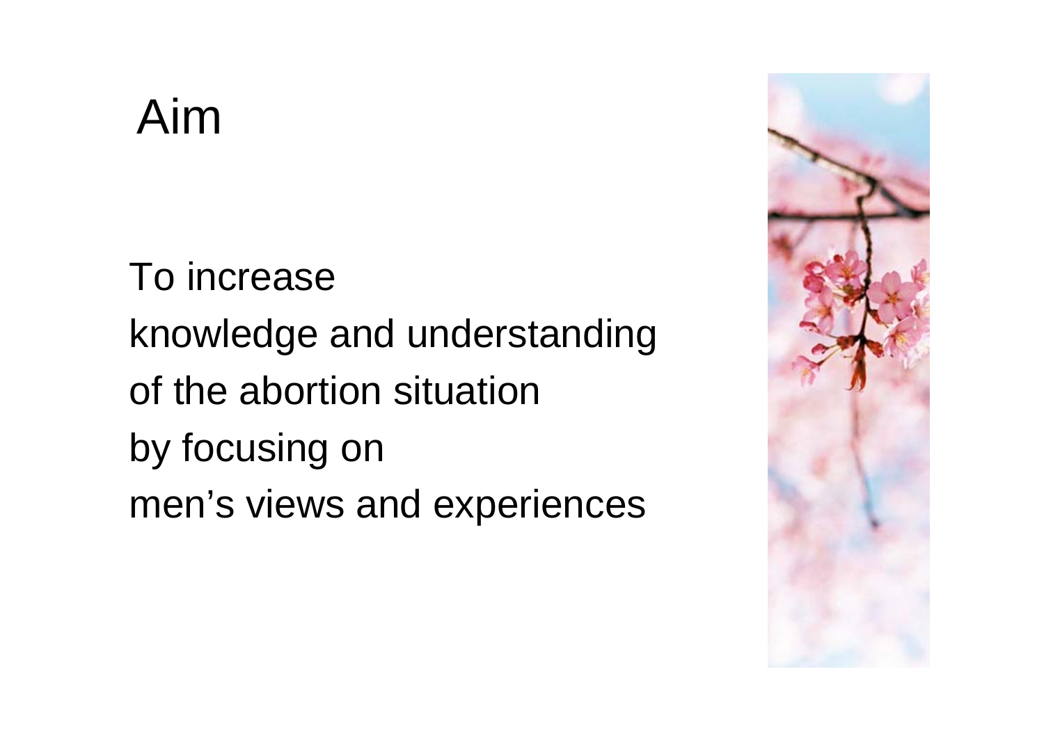# Aim

To increase
knowledge and understanding
of the abortion situation
by focusing on
men's views and experiences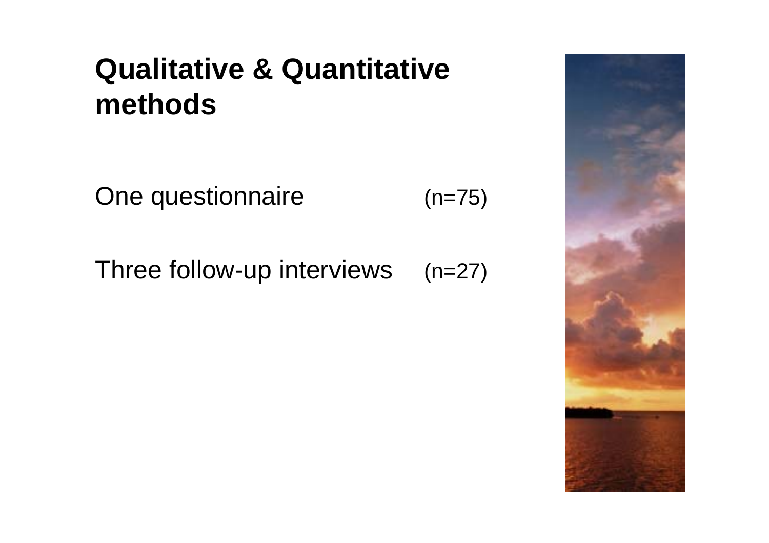# Qualitative & Quantitative methods

One questionnaire (n=75)

Three follow-up interviews (n=27)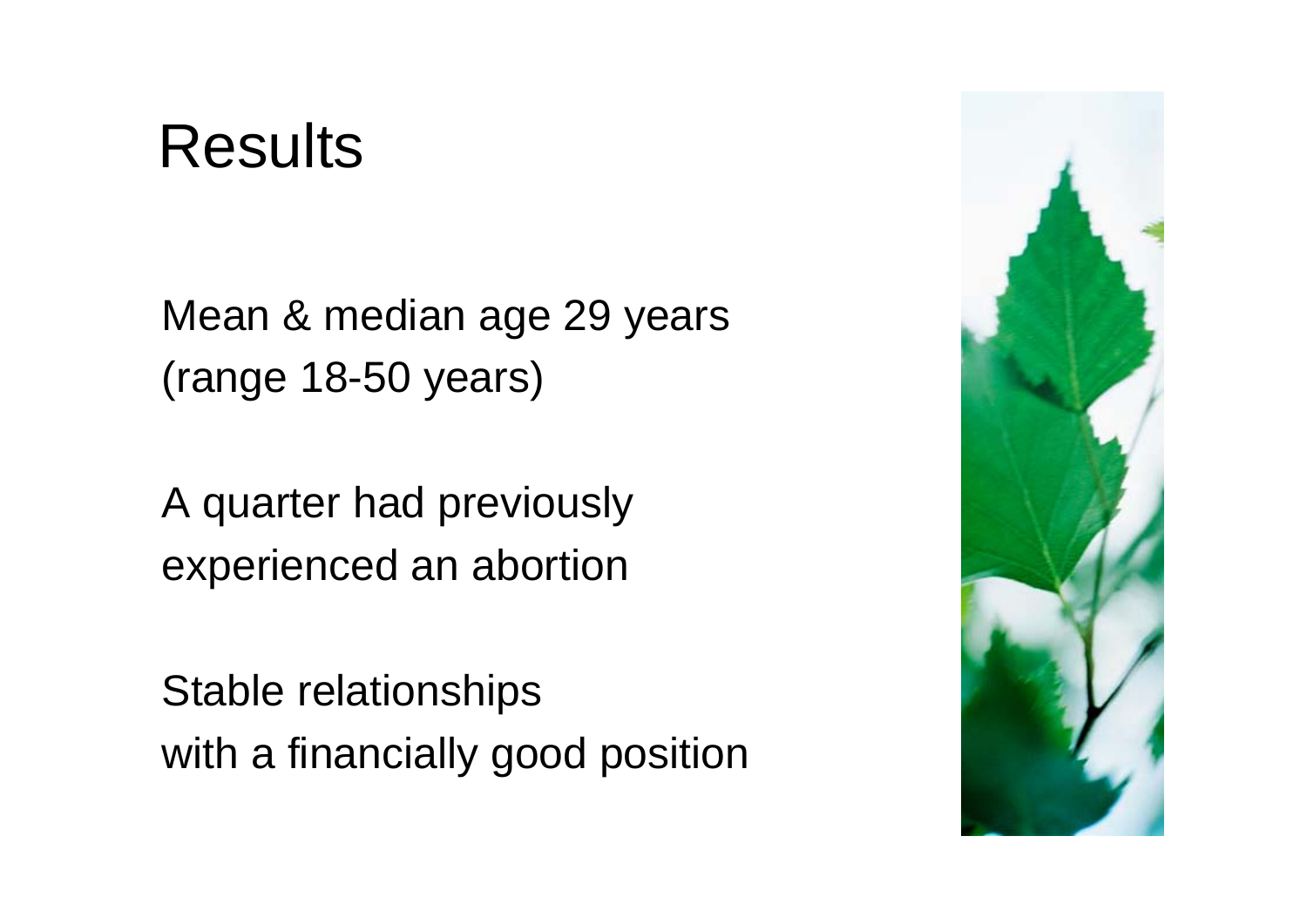# Results

Mean & median age 29 years (range 18-50 years)

A quarter had previously experienced an abortion

Stable relationships with a financially good position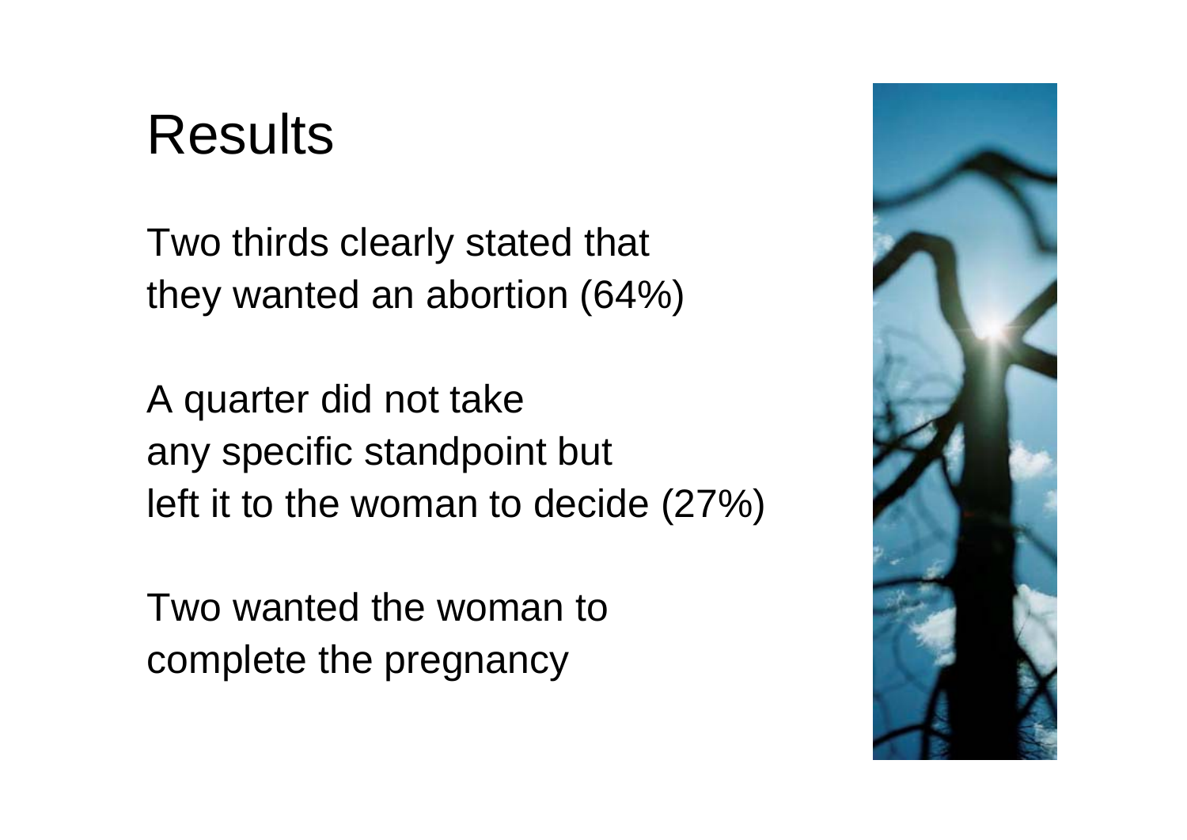# Results

Two thirds clearly stated that they wanted an abortion (64%)

A quarter did not take any specific standpoint but left it to the woman to decide (27%)

Two wanted the woman to complete the pregnancy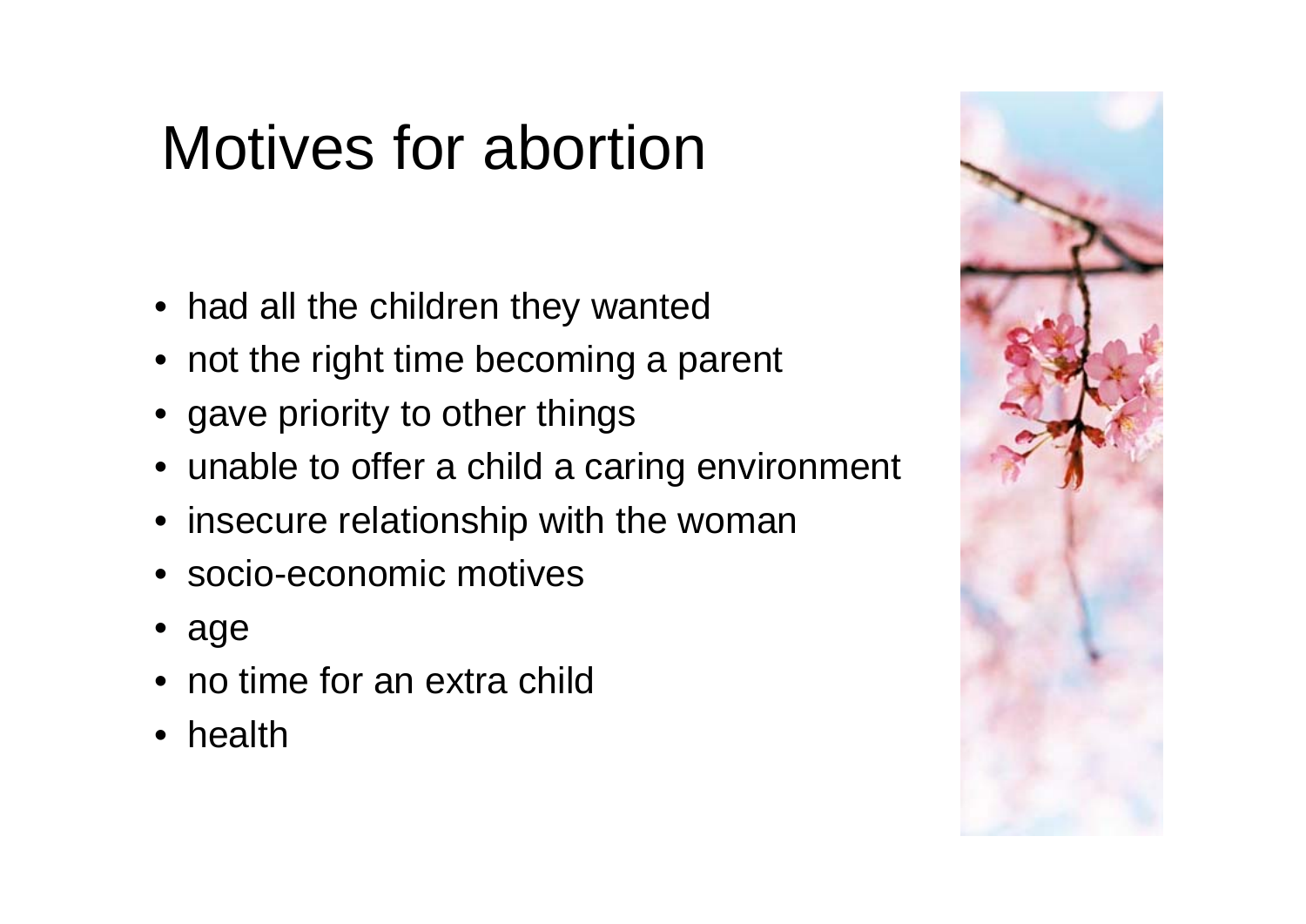# Motives for abortion

- had all the children they wanted
- not the right time becoming a parent
- gave priority to other things
- unable to offer a child a caring environment
- insecure relationship with the woman
- socio-economic motives
- age
- no time for an extra child
- health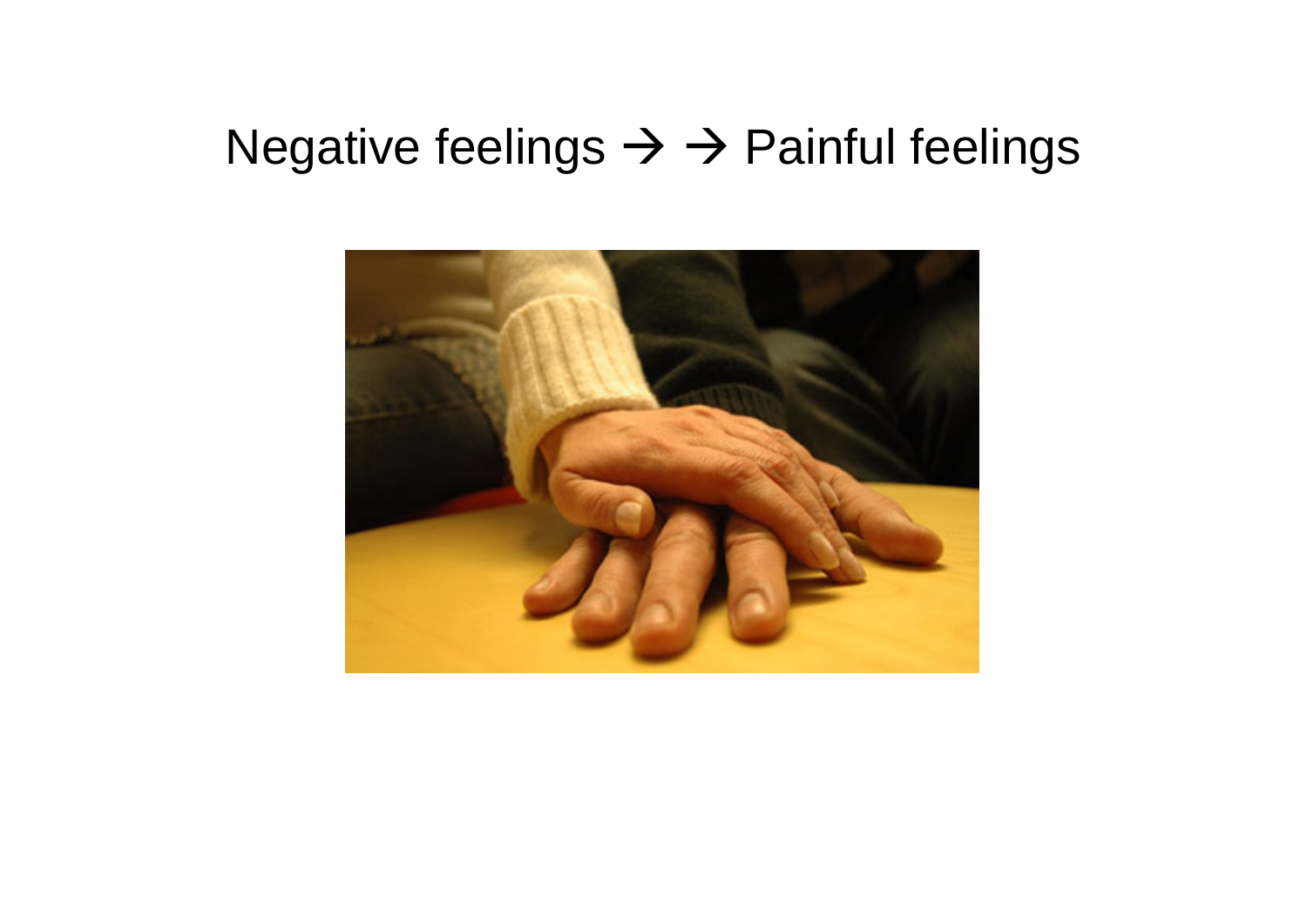Negative feelings → → Painful feelings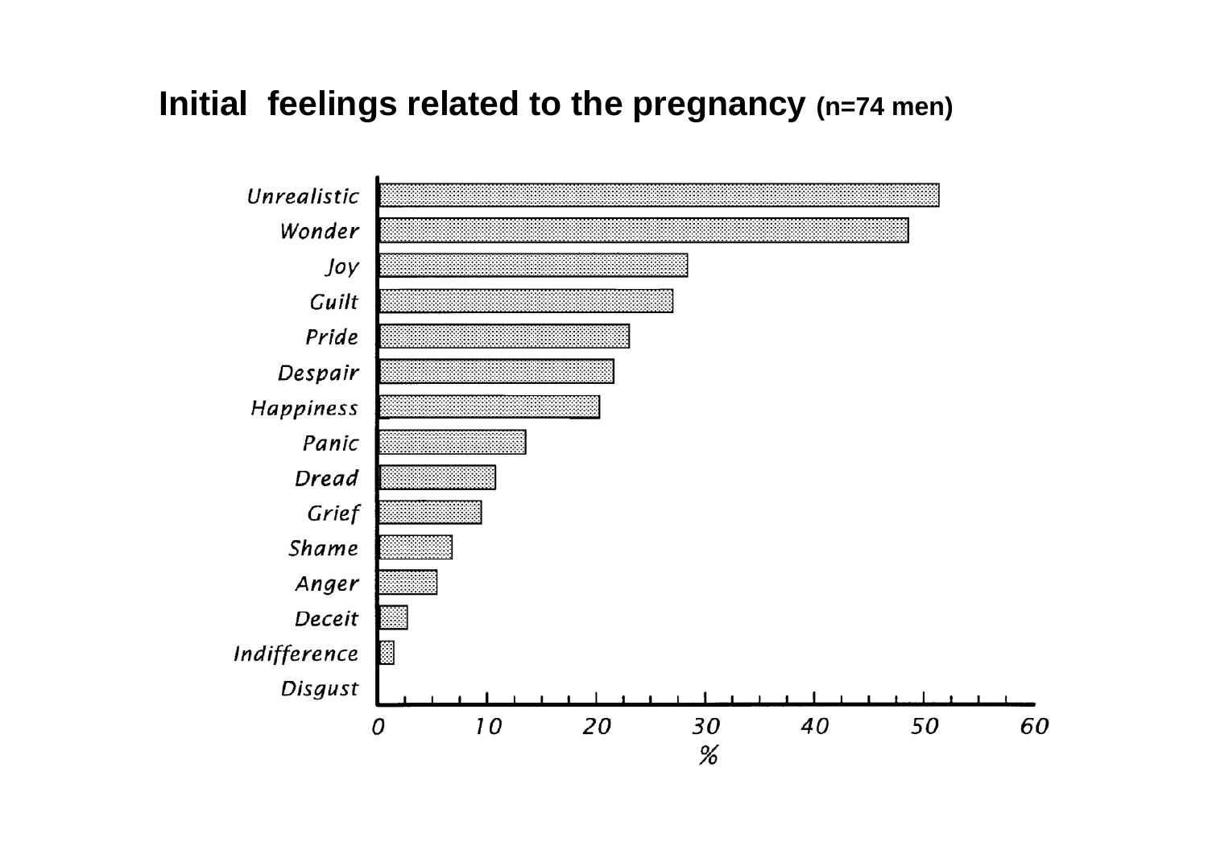## Initial feelings related to the pregnancy (n=74 men)

Unrealistic
Wonder
Joy
Guilt
Pride
Despair
Happiness
Panic
Dread
Grief
Shame
Anger
Deceit
Indifference
Disgust

0 10 20 30 40 50 60

%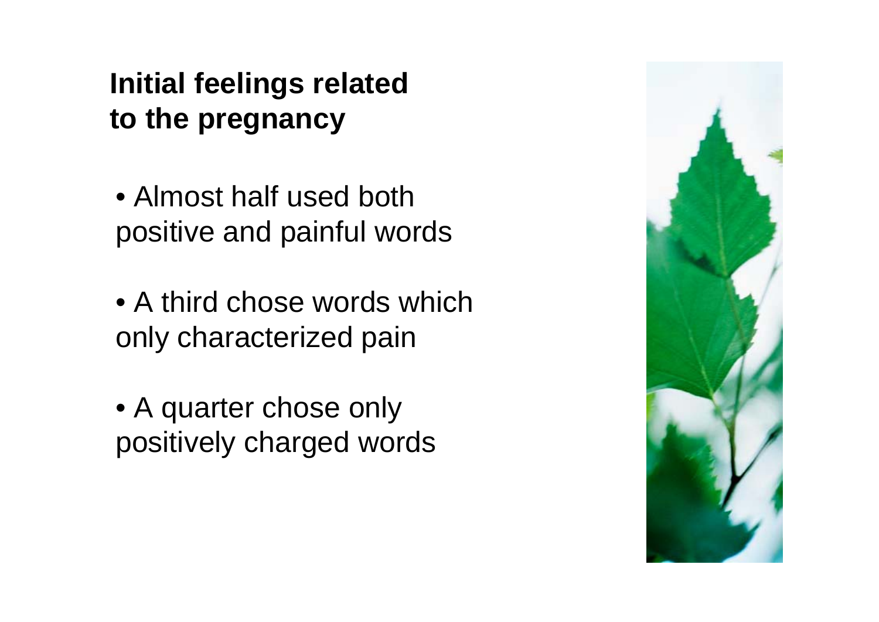## Initial feelings related to the pregnancy

- Almost half used both positive and painful words
- A third chose words which only characterized pain
- A quarter chose only positively charged words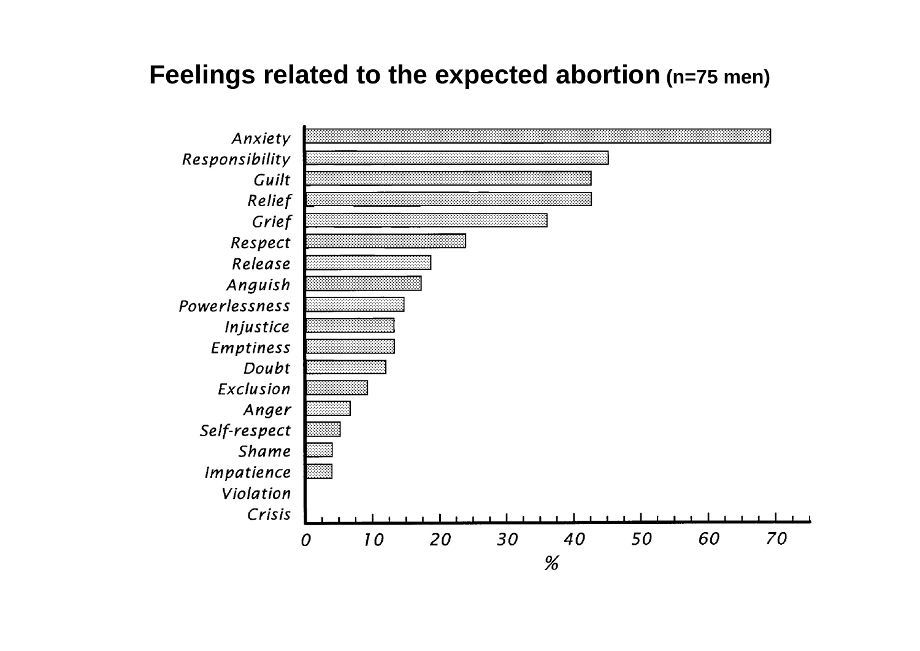# Feelings related to the expected abortion (n=75 men)

Anxiety
Responsibility
Guilt
Relief
Grief
Respect
Release
Anguish
Powerlessness
Injustice
Emptiness
Doubt
Exclusion
Anger
Self-respect
Shame
Impatience
Violation
Crisis

0 10 20 30 40 50 60 70

%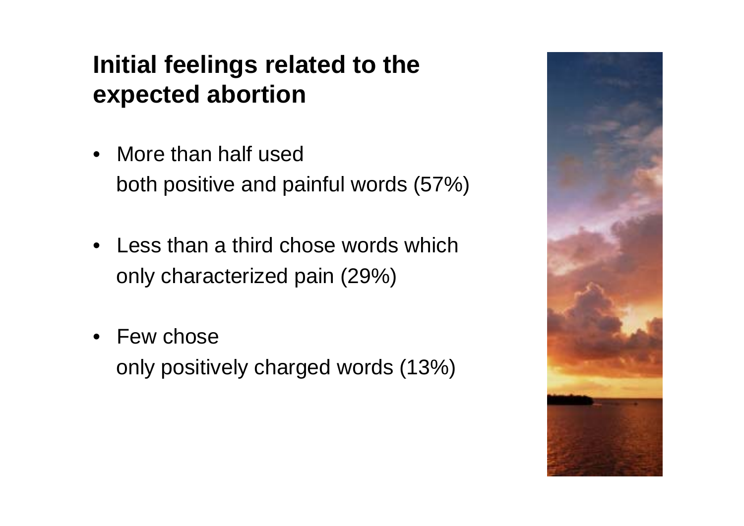## Initial feelings related to the expected abortion

- More than half used both positive and painful words (57%)
- Less than a third chose words which only characterized pain (29%)
- Few chose only positively charged words (13%)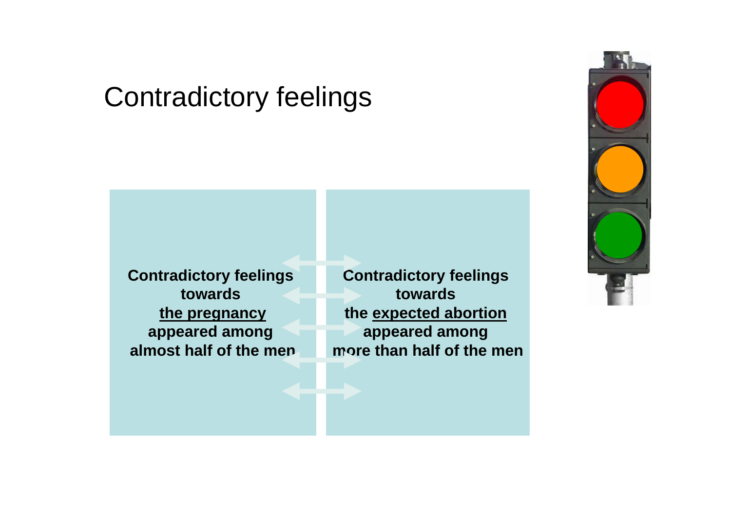# Contradictory feelings

**Contradictory feelings towards the pregnancy appeared among almost half of the men**

**Contradictory feelings towards the expected abortion appeared among more than half of the men**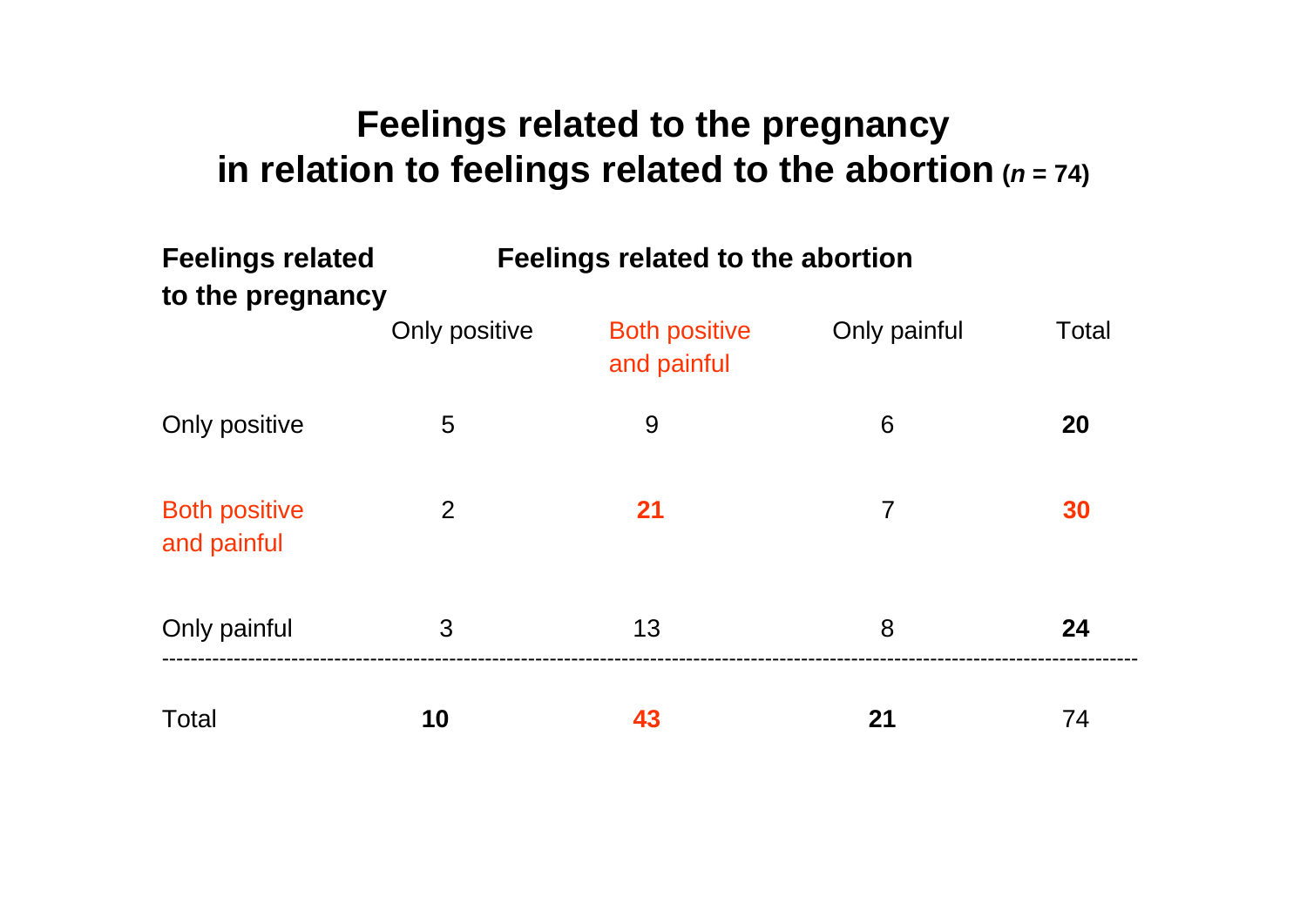# Feelings related to the pregnancy in relation to feelings related to the abortion ($n$ = 74)

| Feelings related to the pregnancy | Feelings related to the abortion | | | |
|---|---|---|---|---|
| | Only positive | Both positive and painful | Only painful | Total |
| Only positive | 5 | 9 | 6 | **20** |
| Both positive and painful | 2 | **21** | 7 | **30** |
| Only painful | 3 | 13 | 8 | **24** |
| Total | **10** | **43** | **21** | 74 |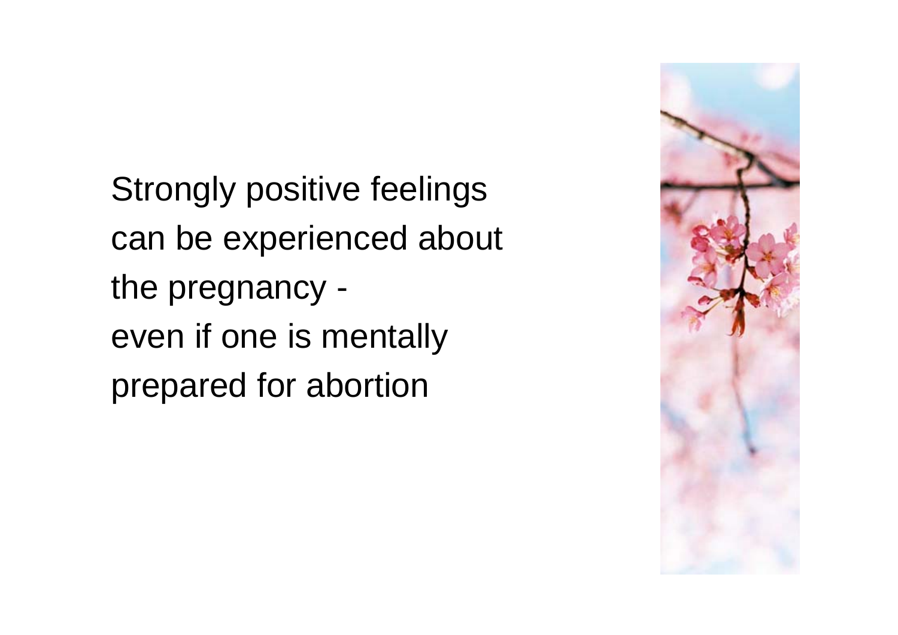Strongly positive feelings can be experienced about the pregnancy - even if one is mentally prepared for abortion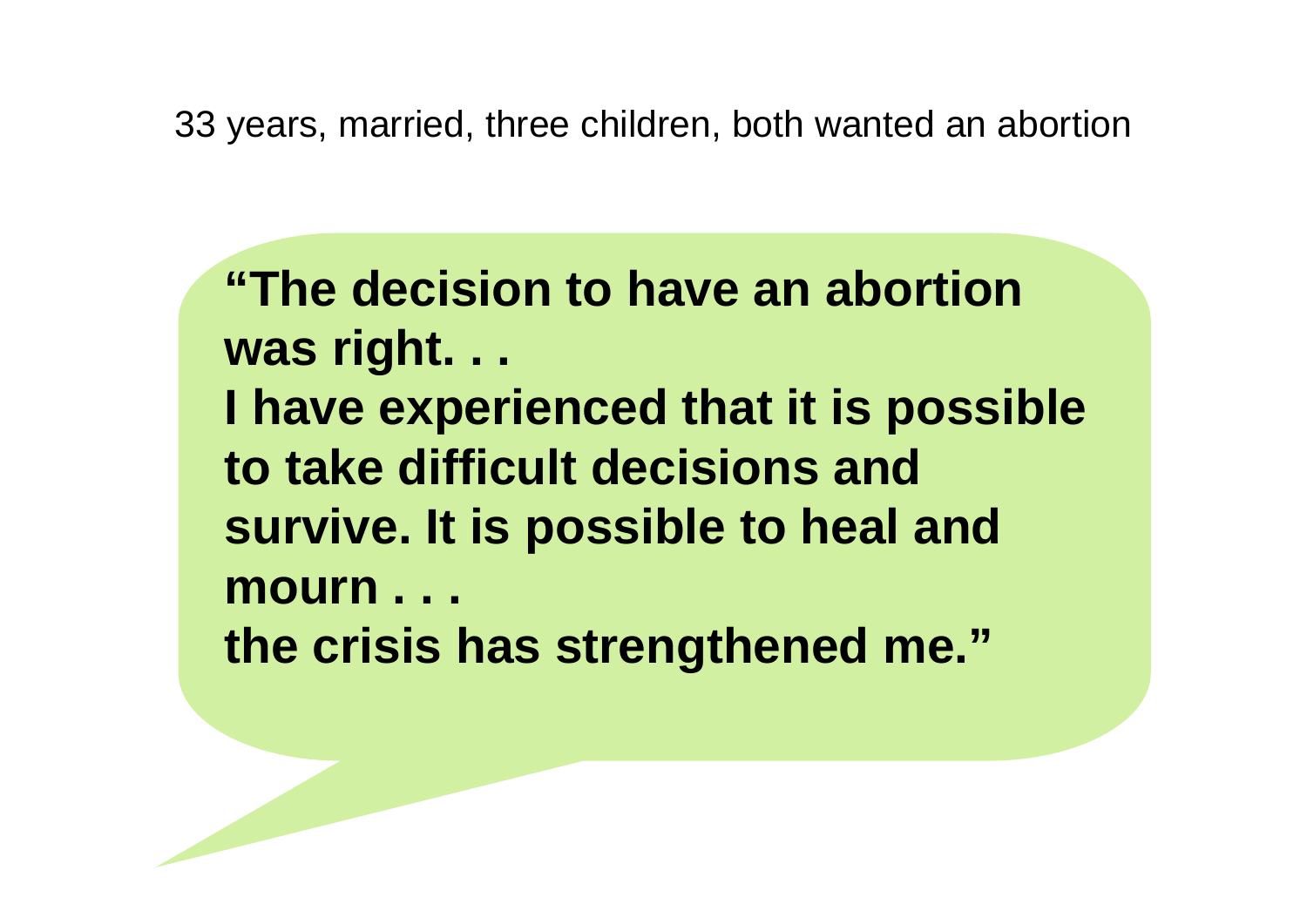33 years, married, three children, both wanted an abortion

**"The decision to have an abortion was right. . .**
**I have experienced that it is possible to take difficult decisions and survive. It is possible to heal and mourn . . .**
**the crisis has strengthened me."**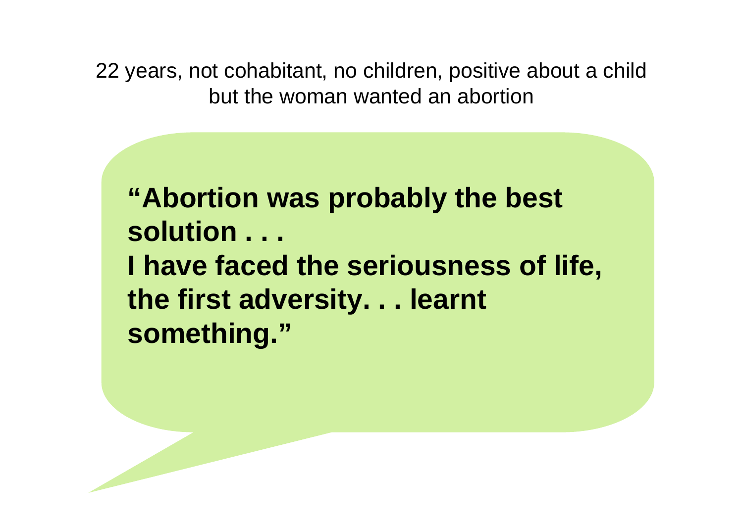22 years, not cohabitant, no children, positive about a child but the woman wanted an abortion

**"Abortion was probably the best solution . . .**
**I have faced the seriousness of life, the first adversity. . . learnt something."**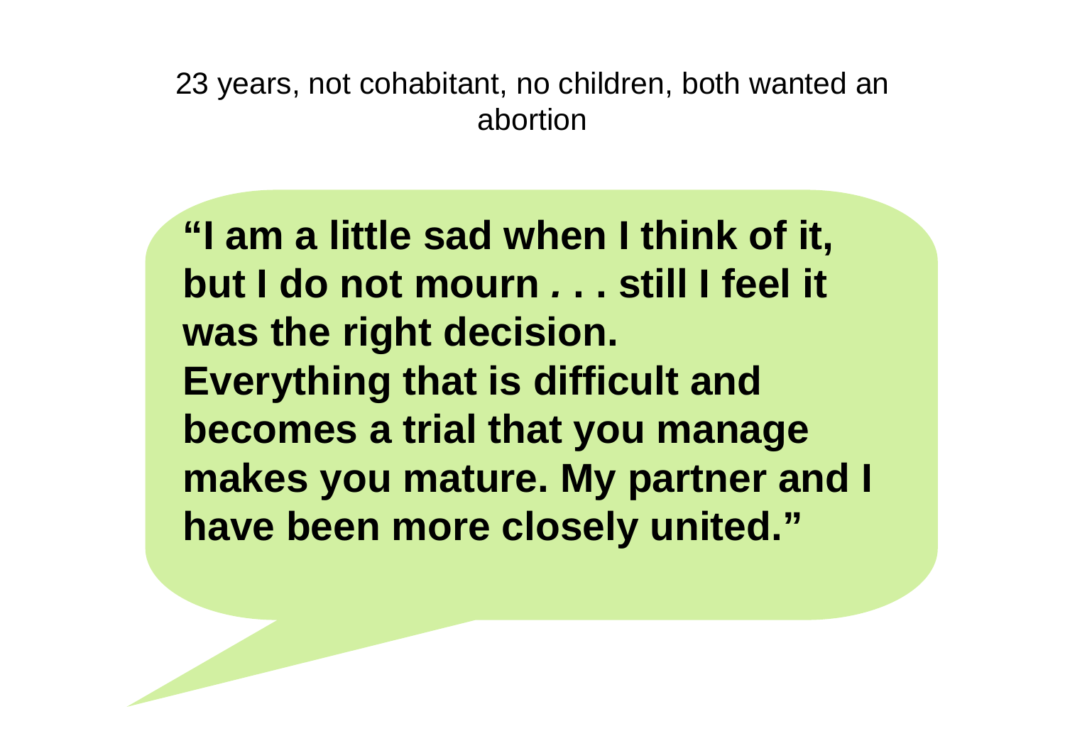23 years, not cohabitant, no children, both wanted an abortion

**"I am a little sad when I think of it, but I do not mourn . . . still I feel it was the right decision. Everything that is difficult and becomes a trial that you manage makes you mature. My partner and I have been more closely united."**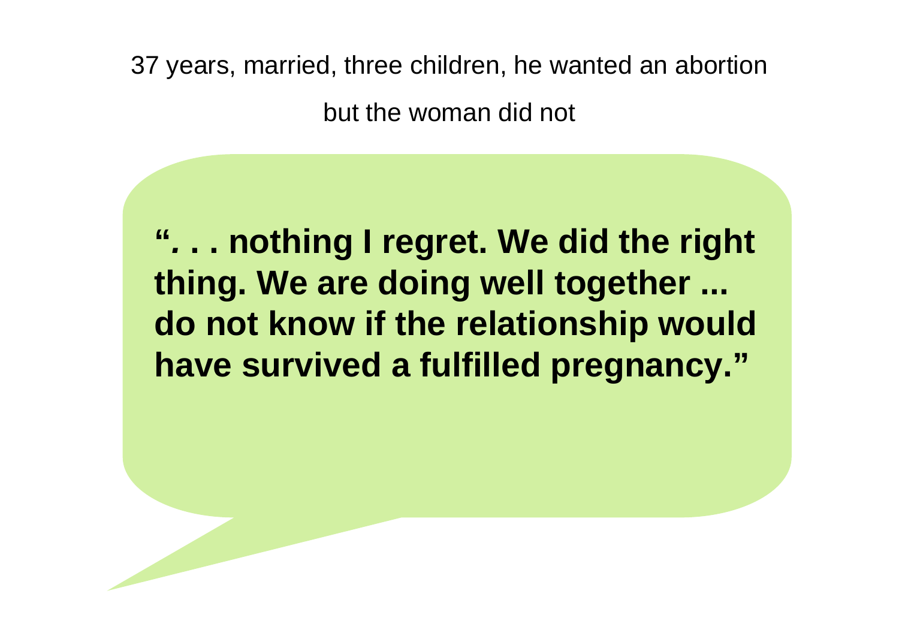37 years, married, three children, he wanted an abortion

but the woman did not

**“. . . nothing I regret. We did the right thing. We are doing well together ... do not know if the relationship would have survived a fulfilled pregnancy.”**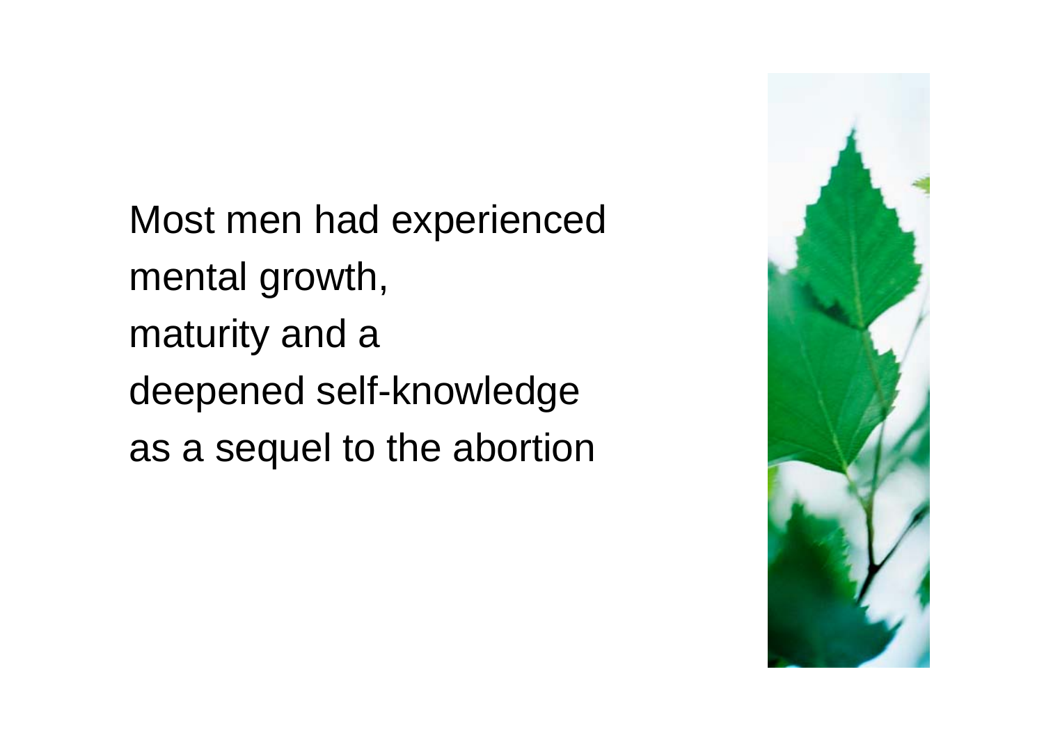Most men had experienced
mental growth,
maturity and a
deepened self-knowledge
as a sequel to the abortion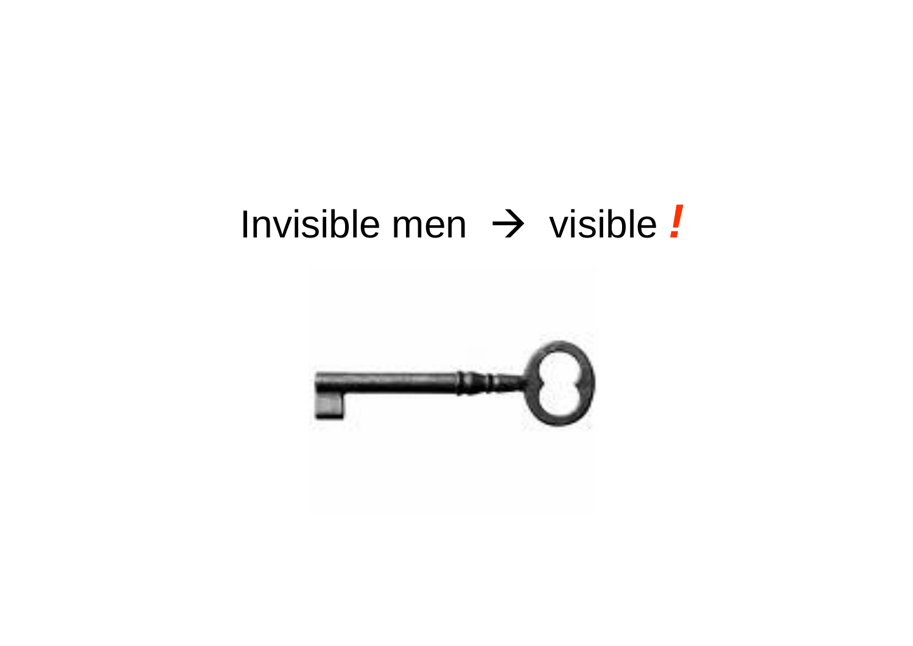Invisible men → visible **!**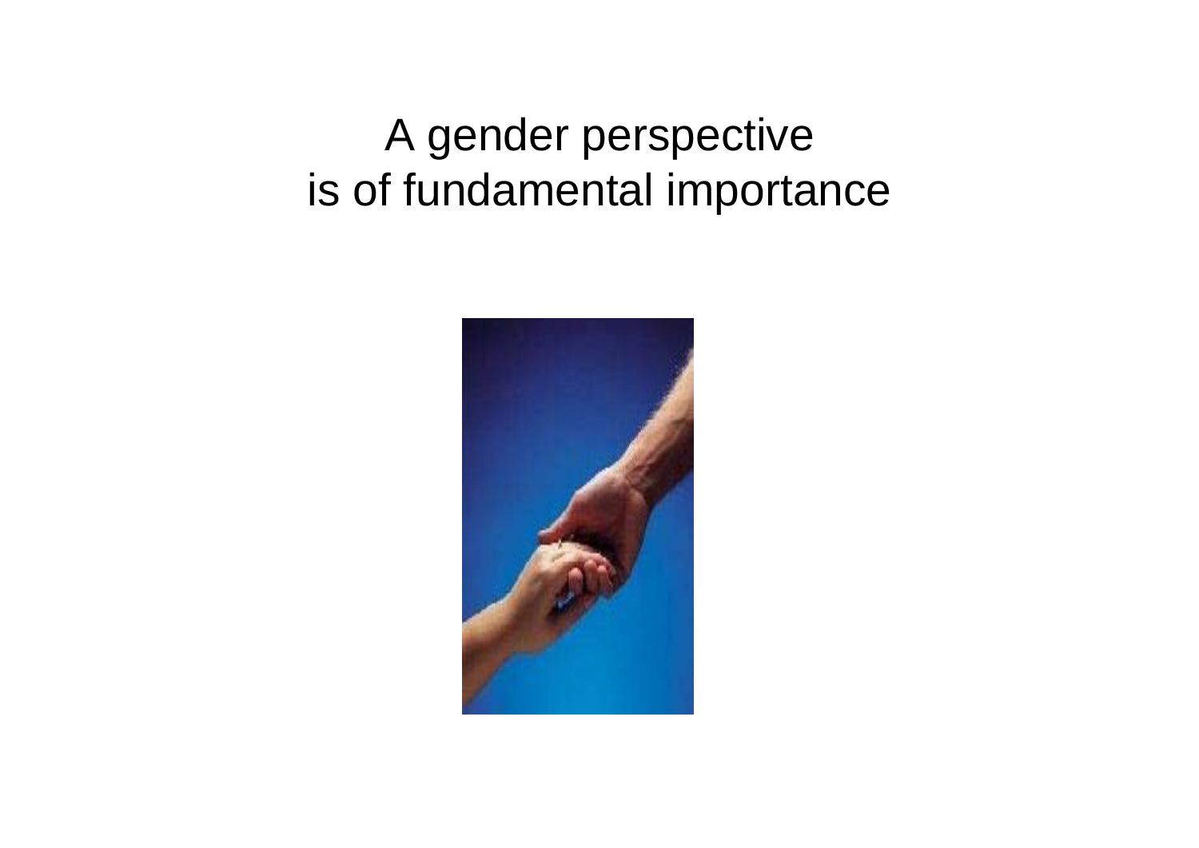A gender perspective
is of fundamental importance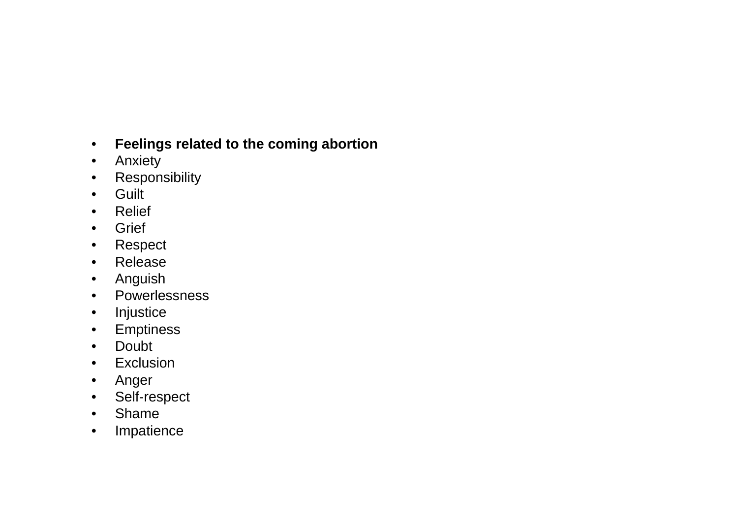- **Feelings related to the coming abortion**
- Anxiety
- Responsibility
- Guilt
- Relief
- Grief
- Respect
- Release
- Anguish
- Powerlessness
- Injustice
- Emptiness
- Doubt
- Exclusion
- Anger
- Self-respect
- Shame
- Impatience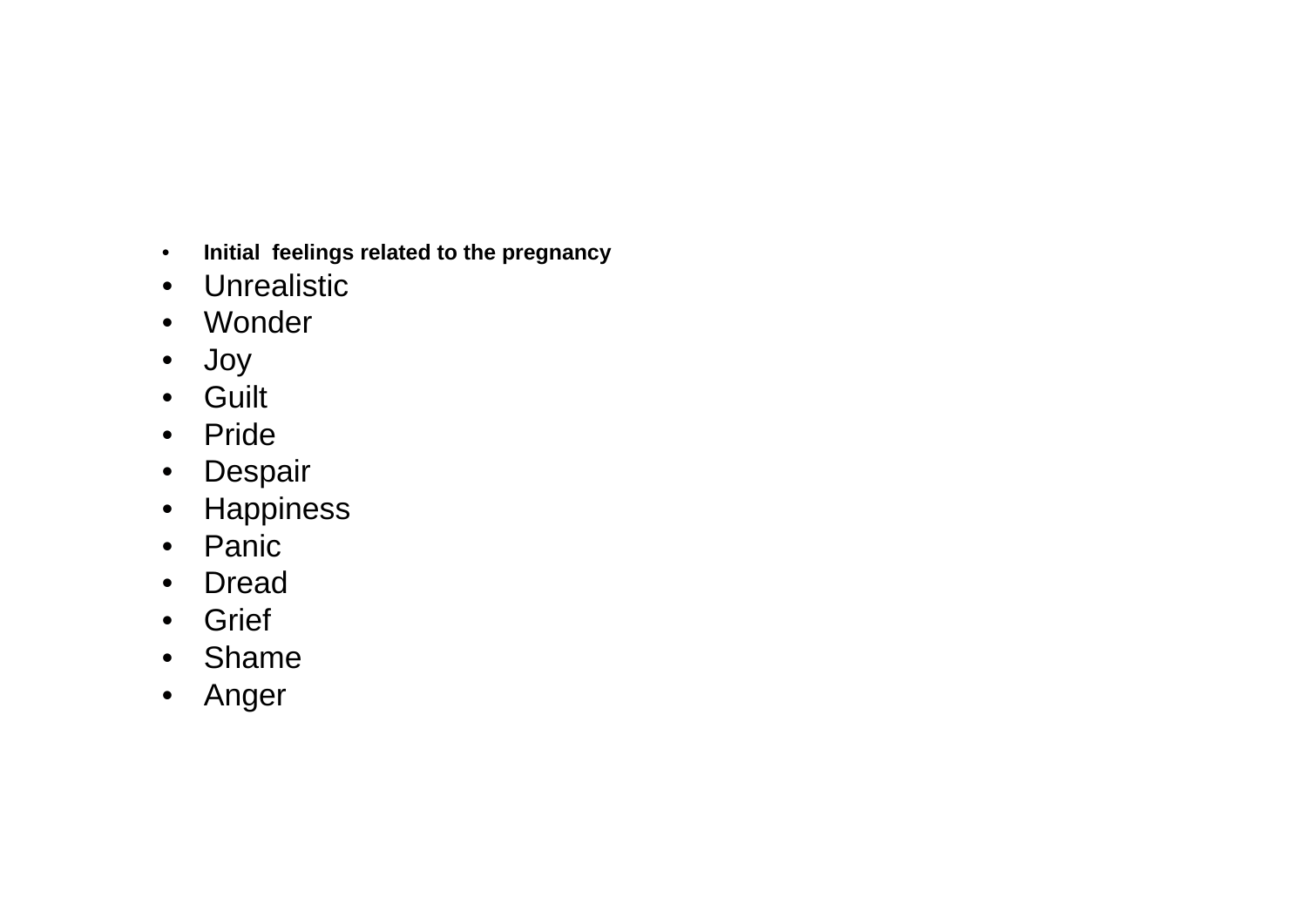- **Initial feelings related to the pregnancy**
- Unrealistic
- Wonder
- Joy
- Guilt
- Pride
- Despair
- Happiness
- Panic
- Dread
- Grief
- Shame
- Anger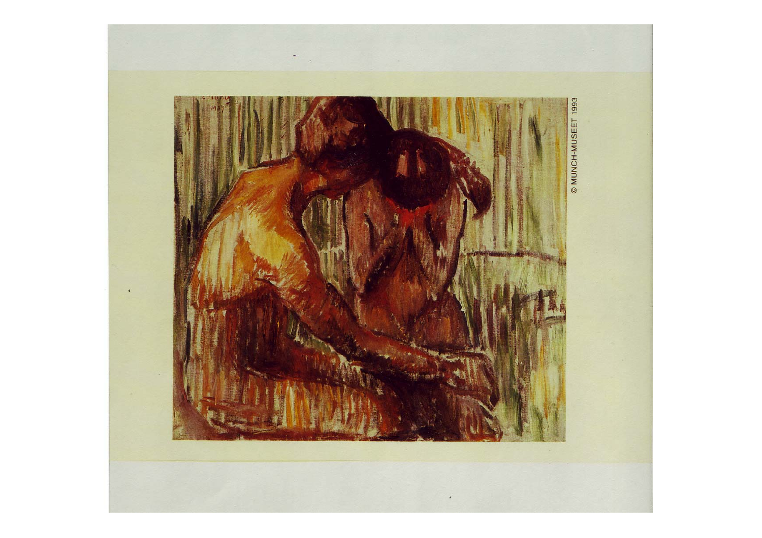© MUNCH-MUSEET 1993